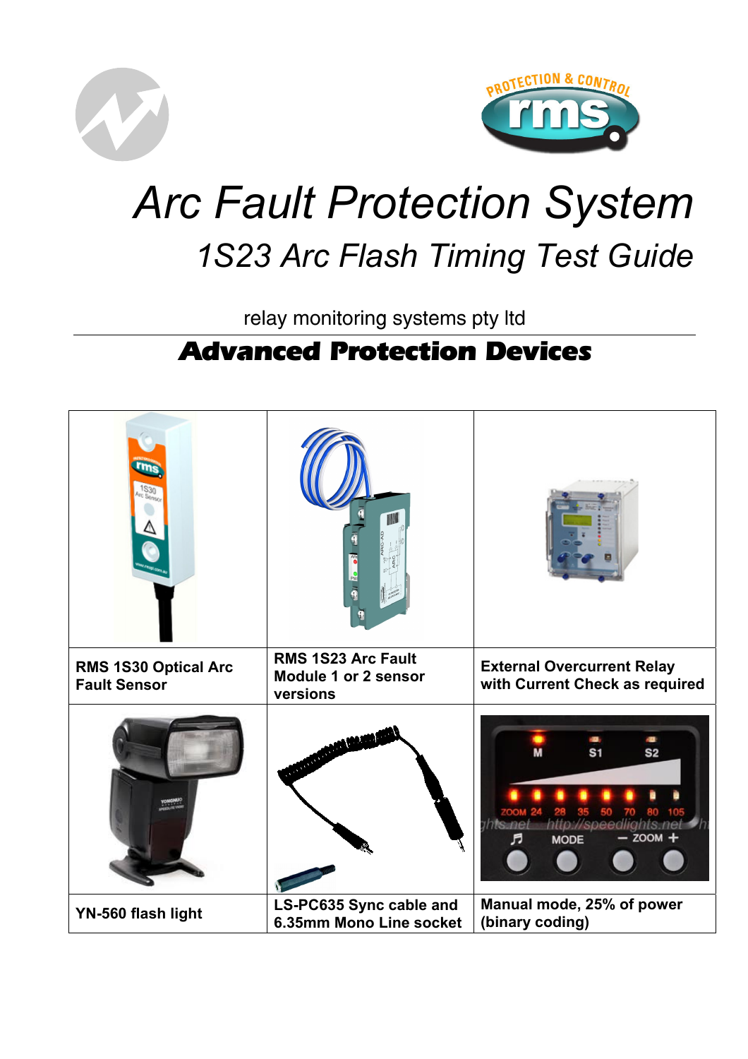# Arc Fault Protection System

## 1S23 Arc Flash Timing Test Guide

relay monitoring systems pty ltd

**Advanced Protection Devices**

| | | |
|---|---|---|
| **RMS 1S30 Optical Arc Fault Sensor** | **RMS 1S23 Arc Fault Module 1 or 2 sensor versions** | **External Overcurrent Relay with Current Check as required** |
| **YN-560 flash light** | **LS-PC635 Sync cable and 6.35mm Mono Line socket** | **Manual mode, 25% of power (binary coding)** |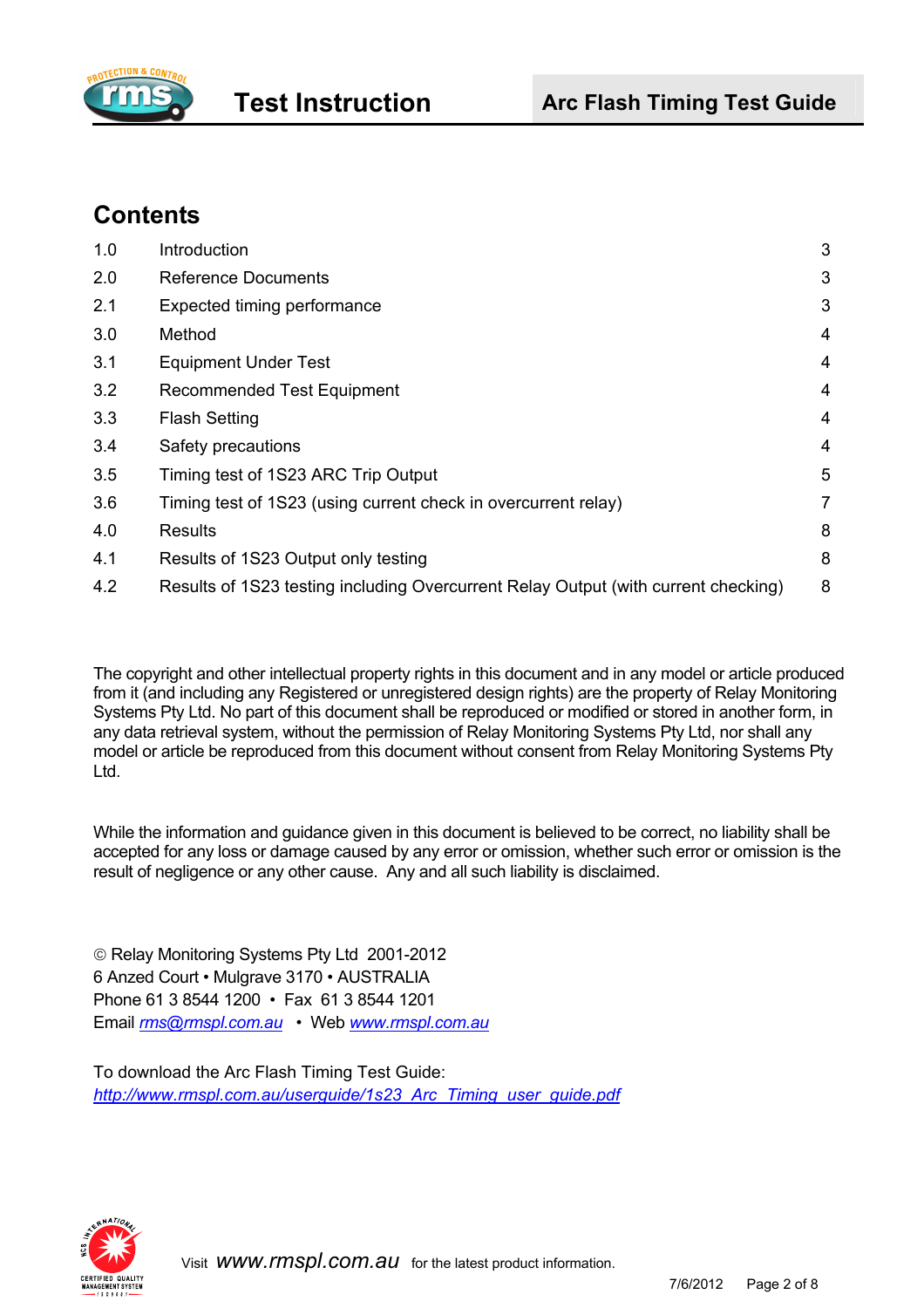## Contents

| | | |
|---|---|---|
| 1.0 | Introduction | 3 |
| 2.0 | Reference Documents | 3 |
| 2.1 | Expected timing performance | 3 |
| 3.0 | Method | 4 |
| 3.1 | Equipment Under Test | 4 |
| 3.2 | Recommended Test Equipment | 4 |
| 3.3 | Flash Setting | 4 |
| 3.4 | Safety precautions | 4 |
| 3.5 | Timing test of 1S23 ARC Trip Output | 5 |
| 3.6 | Timing test of 1S23 (using current check in overcurrent relay) | 7 |
| 4.0 | Results | 8 |
| 4.1 | Results of 1S23 Output only testing | 8 |
| 4.2 | Results of 1S23 testing including Overcurrent Relay Output (with current checking) | 8 |

The copyright and other intellectual property rights in this document and in any model or article produced from it (and including any Registered or unregistered design rights) are the property of Relay Monitoring Systems Pty Ltd. No part of this document shall be reproduced or modified or stored in another form, in any data retrieval system, without the permission of Relay Monitoring Systems Pty Ltd, nor shall any model or article be reproduced from this document without consent from Relay Monitoring Systems Pty Ltd.

While the information and guidance given in this document is believed to be correct, no liability shall be accepted for any loss or damage caused by any error or omission, whether such error or omission is the result of negligence or any other cause. Any and all such liability is disclaimed.

© Relay Monitoring Systems Pty Ltd 2001-2012
6 Anzed Court • Mulgrave 3170 • AUSTRALIA
Phone 61 3 8544 1200 • Fax 61 3 8544 1201
Email rms@rmspl.com.au • Web www.rmspl.com.au

To download the Arc Flash Timing Test Guide:
http://www.rmspl.com.au/userguide/1s23_Arc_Timing_user_guide.pdf

Visit www.rmspl.com.au for the latest product information.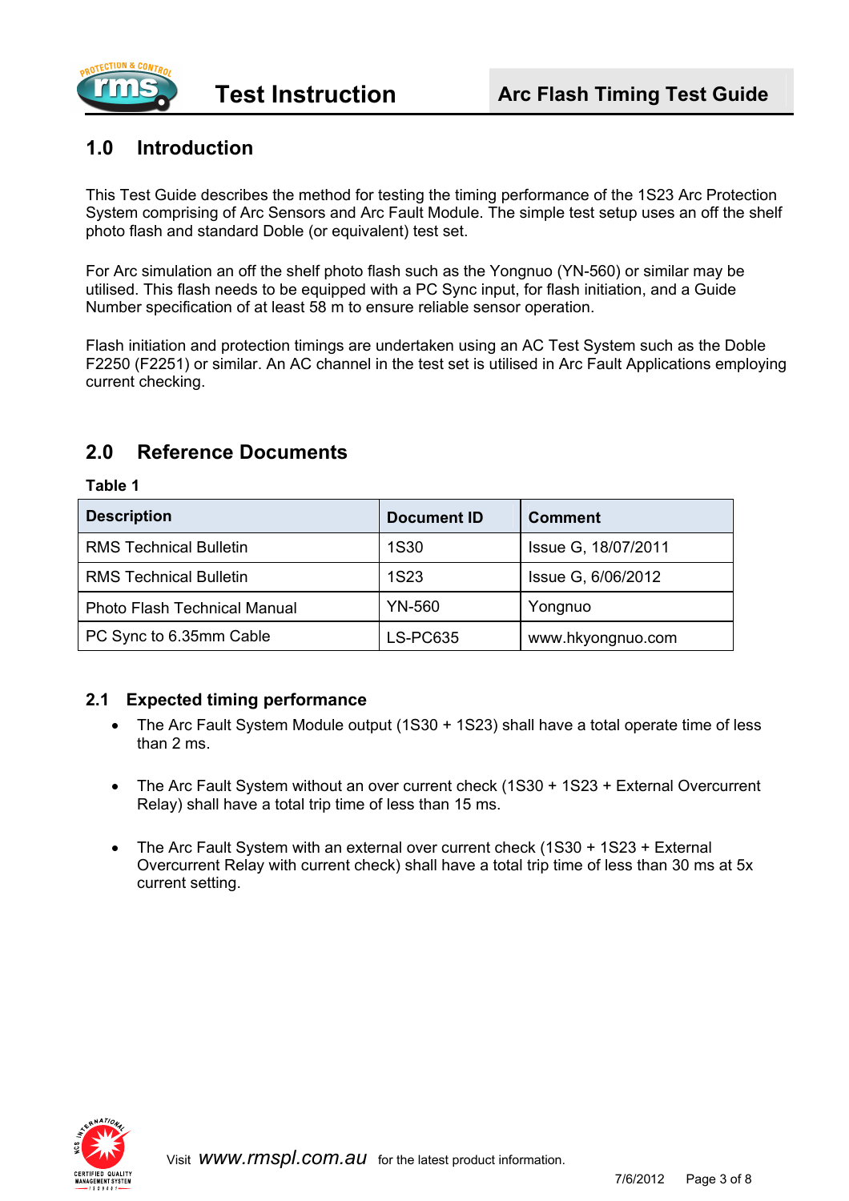## 1.0 Introduction

This Test Guide describes the method for testing the timing performance of the 1S23 Arc Protection System comprising of Arc Sensors and Arc Fault Module. The simple test setup uses an off the shelf photo flash and standard Doble (or equivalent) test set.

For Arc simulation an off the shelf photo flash such as the Yongnuo (YN-560) or similar may be utilised. This flash needs to be equipped with a PC Sync input, for flash initiation, and a Guide Number specification of at least 58 m to ensure reliable sensor operation.

Flash initiation and protection timings are undertaken using an AC Test System such as the Doble F2250 (F2251) or similar. An AC channel in the test set is utilised in Arc Fault Applications employing current checking.

## 2.0 Reference Documents

**Table 1**

| Description | Document ID | Comment |
|---|---|---|
| RMS Technical Bulletin | 1S30 | Issue G, 18/07/2011 |
| RMS Technical Bulletin | 1S23 | Issue G, 6/06/2012 |
| Photo Flash Technical Manual | YN-560 | Yongnuo |
| PC Sync to 6.35mm Cable | LS-PC635 | www.hkyongnuo.com |

### 2.1 Expected timing performance

- The Arc Fault System Module output (1S30 + 1S23) shall have a total operate time of less than 2 ms.
- The Arc Fault System without an over current check (1S30 + 1S23 + External Overcurrent Relay) shall have a total trip time of less than 15 ms.
- The Arc Fault System with an external over current check (1S30 + 1S23 + External Overcurrent Relay with current check) shall have a total trip time of less than 30 ms at 5x current setting.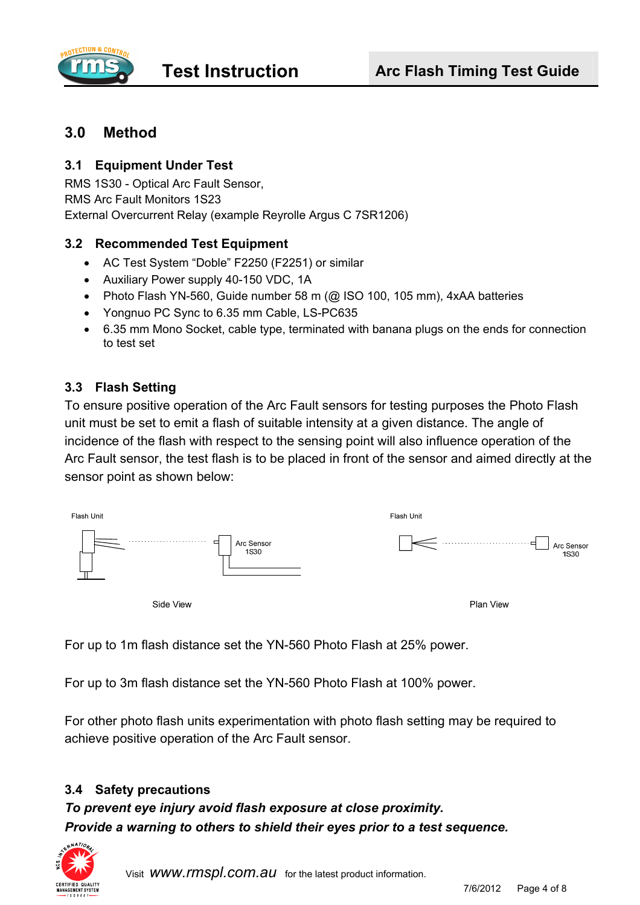## 3.0 Method

### 3.1 Equipment Under Test

RMS 1S30 - Optical Arc Fault Sensor,
RMS Arc Fault Monitors 1S23
External Overcurrent Relay (example Reyrolle Argus C 7SR1206)

### 3.2 Recommended Test Equipment

- AC Test System "Doble" F2250 (F2251) or similar
- Auxiliary Power supply 40-150 VDC, 1A
- Photo Flash YN-560, Guide number 58 m (@ ISO 100, 105 mm), 4xAA batteries
- Yongnuo PC Sync to 6.35 mm Cable, LS-PC635
- 6.35 mm Mono Socket, cable type, terminated with banana plugs on the ends for connection to test set

### 3.3 Flash Setting

To ensure positive operation of the Arc Fault sensors for testing purposes the Photo Flash unit must be set to emit a flash of suitable intensity at a given distance. The angle of incidence of the flash with respect to the sensing point will also influence operation of the Arc Fault sensor, the test flash is to be placed in front of the sensor and aimed directly at the sensor point as shown below:

Flash Unit — Arc Sensor 1S30

Side View

Flash Unit — Arc Sensor 1S30

Plan View

For up to 1m flash distance set the YN-560 Photo Flash at 25% power.

For up to 3m flash distance set the YN-560 Photo Flash at 100% power.

For other photo flash units experimentation with photo flash setting may be required to achieve positive operation of the Arc Fault sensor.

### 3.4 Safety precautions

***To prevent eye injury avoid flash exposure at close proximity.***
***Provide a warning to others to shield their eyes prior to a test sequence.***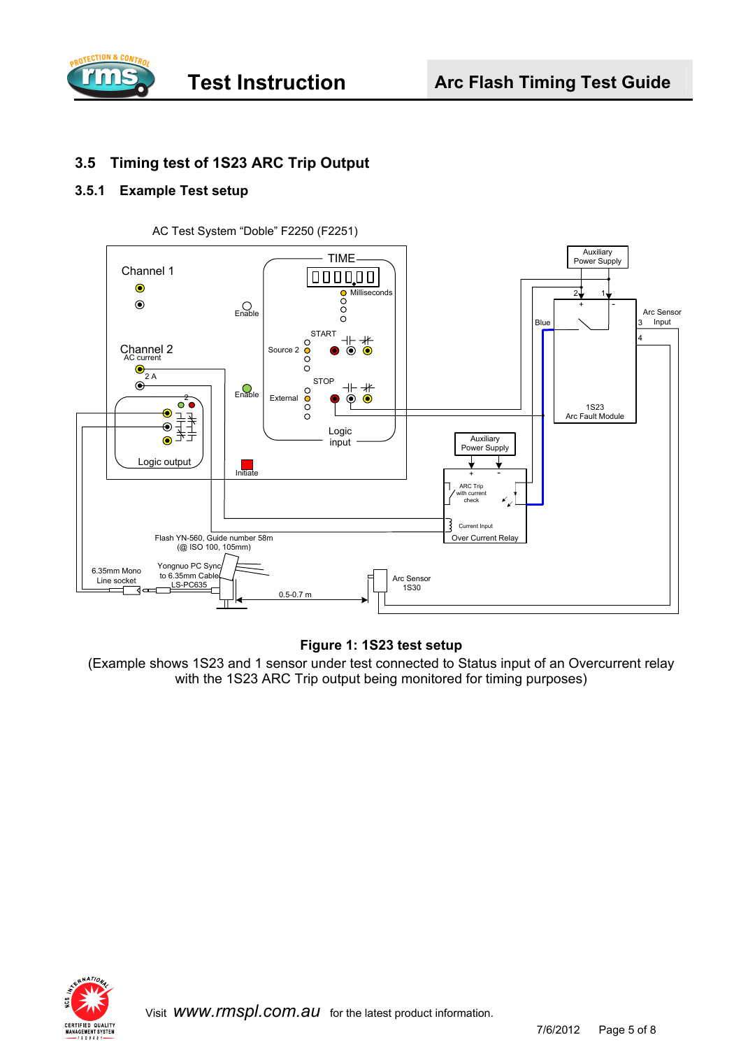## 3.5 Timing test of 1S23 ARC Trip Output

### 3.5.1 Example Test setup

AC Test System "Doble" F2250 (F2251)

**Figure 1: 1S23 test setup**

(Example shows 1S23 and 1 sensor under test connected to Status input of an Overcurrent relay with the 1S23 ARC Trip output being monitored for timing purposes)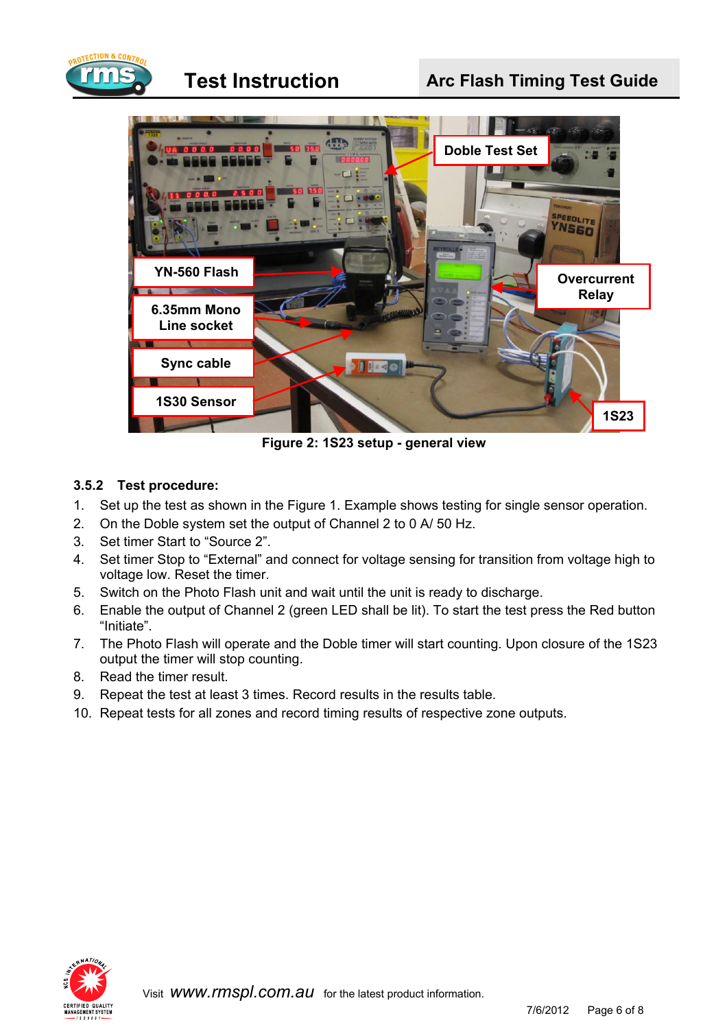Figure 2: 1S23 setup - general view

### 3.5.2 Test procedure:

1. Set up the test as shown in the Figure 1. Example shows testing for single sensor operation.
2. On the Doble system set the output of Channel 2 to 0 A/ 50 Hz.
3. Set timer Start to “Source 2”.
4. Set timer Stop to “External” and connect for voltage sensing for transition from voltage high to voltage low. Reset the timer.
5. Switch on the Photo Flash unit and wait until the unit is ready to discharge.
6. Enable the output of Channel 2 (green LED shall be lit). To start the test press the Red button “Initiate”.
7. The Photo Flash will operate and the Doble timer will start counting. Upon closure of the 1S23 output the timer will stop counting.
8. Read the timer result.
9. Repeat the test at least 3 times. Record results in the results table.
10. Repeat tests for all zones and record timing results of respective zone outputs.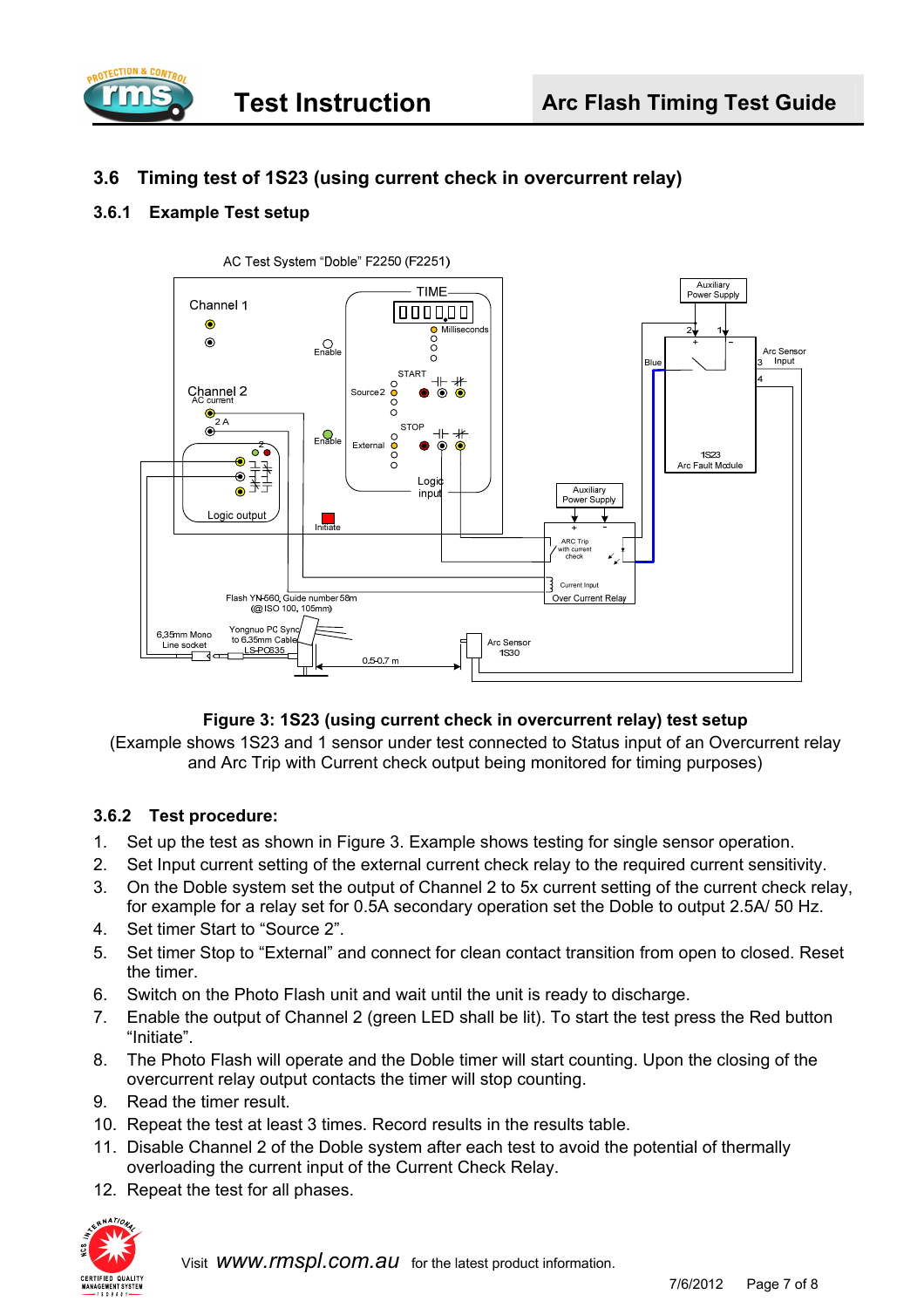## 3.6 Timing test of 1S23 (using current check in overcurrent relay)

### 3.6.1 Example Test setup

**Figure 3: 1S23 (using current check in overcurrent relay) test setup**

(Example shows 1S23 and 1 sensor under test connected to Status input of an Overcurrent relay and Arc Trip with Current check output being monitored for timing purposes)

### 3.6.2 Test procedure:

1. Set up the test as shown in Figure 3. Example shows testing for single sensor operation.
2. Set Input current setting of the external current check relay to the required current sensitivity.
3. On the Doble system set the output of Channel 2 to 5x current setting of the current check relay, for example for a relay set for 0.5A secondary operation set the Doble to output 2.5A/ 50 Hz.
4. Set timer Start to “Source 2”.
5. Set timer Stop to “External” and connect for clean contact transition from open to closed. Reset the timer.
6. Switch on the Photo Flash unit and wait until the unit is ready to discharge.
7. Enable the output of Channel 2 (green LED shall be lit). To start the test press the Red button “Initiate”.
8. The Photo Flash will operate and the Doble timer will start counting. Upon the closing of the overcurrent relay output contacts the timer will stop counting.
9. Read the timer result.
10. Repeat the test at least 3 times. Record results in the results table.
11. Disable Channel 2 of the Doble system after each test to avoid the potential of thermally overloading the current input of the Current Check Relay.
12. Repeat the test for all phases.

Visit *www.rmspl.com.au* for the latest product information.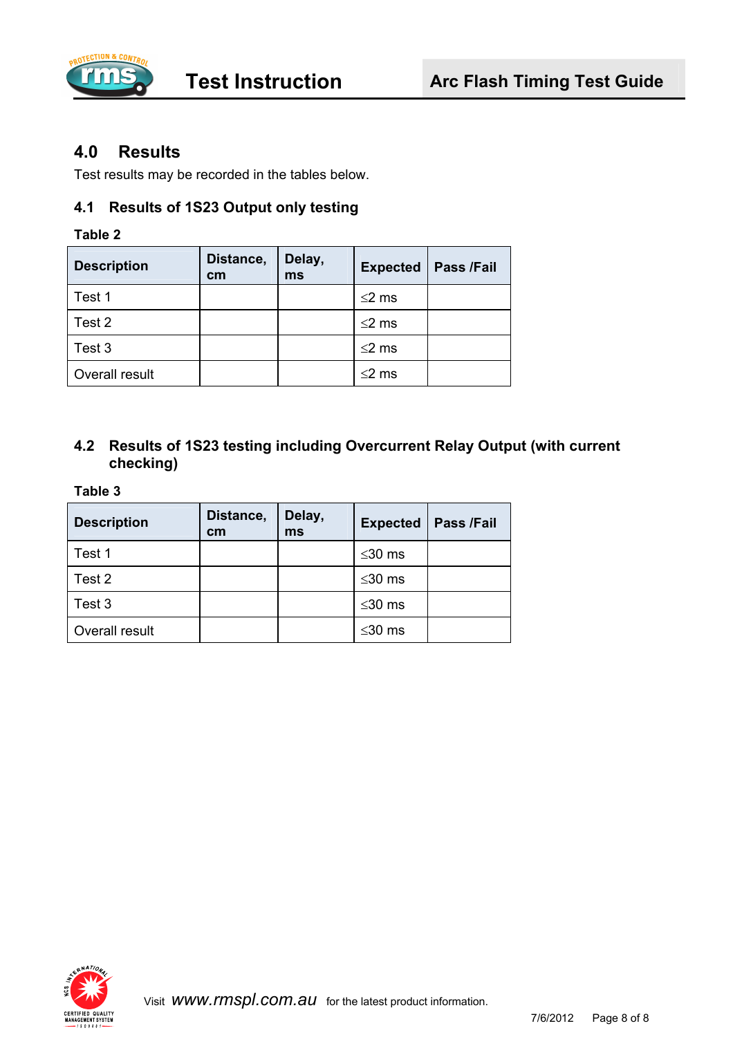## 4.0 Results

Test results may be recorded in the tables below.

### 4.1 Results of 1S23 Output only testing

**Table 2**

| Description | Distance, cm | Delay, ms | Expected | Pass /Fail |
|---|---|---|---|---|
| Test 1 | | | $\leq$2 ms | |
| Test 2 | | | $\leq$2 ms | |
| Test 3 | | | $\leq$2 ms | |
| Overall result | | | $\leq$2 ms | |

### 4.2 Results of 1S23 testing including Overcurrent Relay Output (with current checking)

**Table 3**

| Description | Distance, cm | Delay, ms | Expected | Pass /Fail |
|---|---|---|---|---|
| Test 1 | | | $\leq$30 ms | |
| Test 2 | | | $\leq$30 ms | |
| Test 3 | | | $\leq$30 ms | |
| Overall result | | | $\leq$30 ms | |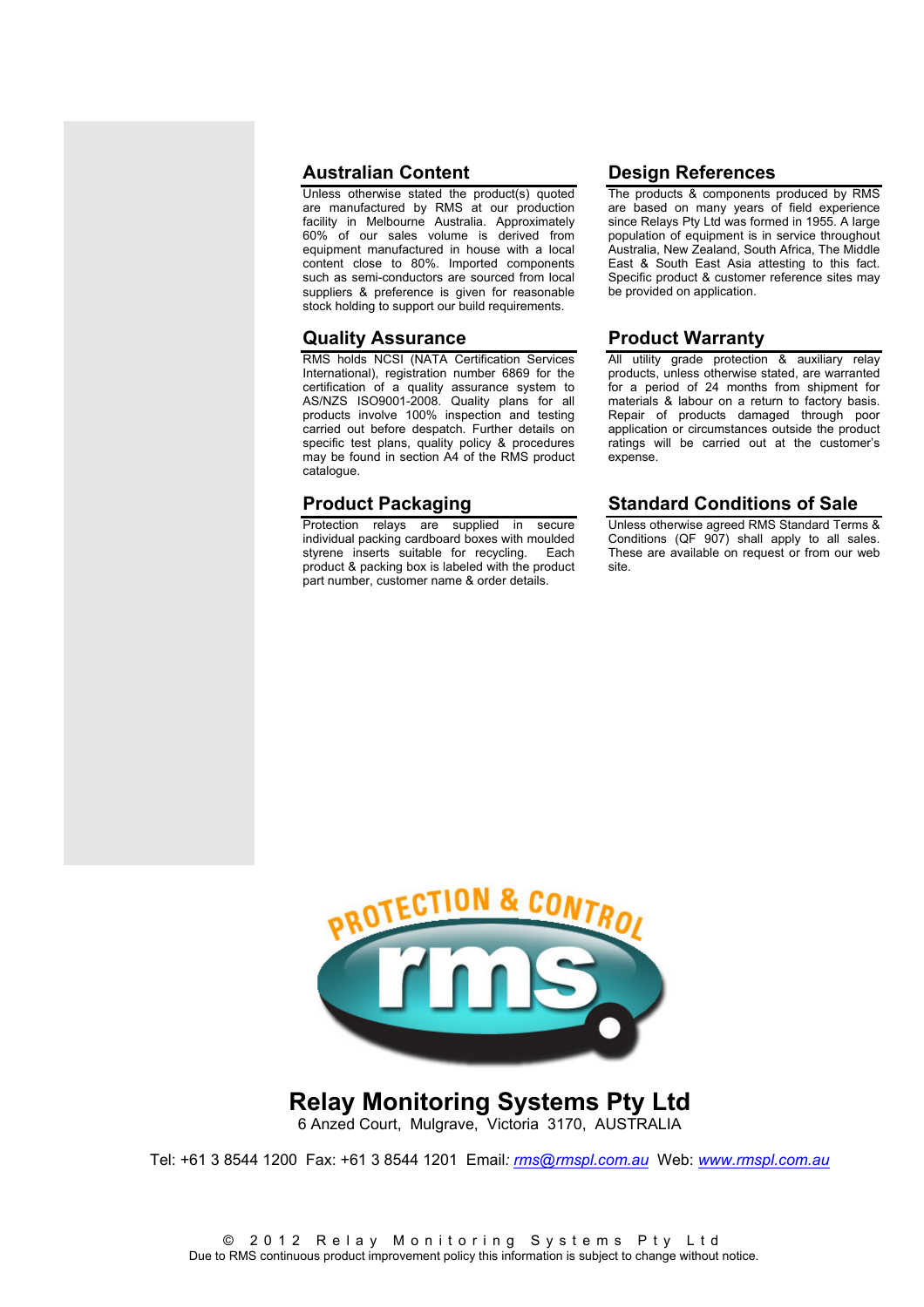## Australian Content

Unless otherwise stated the product(s) quoted are manufactured by RMS at our production facility in Melbourne Australia. Approximately 60% of our sales volume is derived from equipment manufactured in house with a local content close to 80%. Imported components such as semi-conductors are sourced from local suppliers & preference is given for reasonable stock holding to support our build requirements.

## Quality Assurance

RMS holds NCSI (NATA Certification Services International), registration number 6869 for the certification of a quality assurance system to AS/NZS ISO9001-2008. Quality plans for all products involve 100% inspection and testing carried out before despatch. Further details on specific test plans, quality policy & procedures may be found in section A4 of the RMS product catalogue.

## Product Packaging

Protection relays are supplied in secure individual packing cardboard boxes with moulded styrene inserts suitable for recycling. Each product & packing box is labeled with the product part number, customer name & order details.

## Design References

The products & components produced by RMS are based on many years of field experience since Relays Pty Ltd was formed in 1955. A large population of equipment is in service throughout Australia, New Zealand, South Africa, The Middle East & South East Asia attesting to this fact. Specific product & customer reference sites may be provided on application.

## Product Warranty

All utility grade protection & auxiliary relay products, unless otherwise stated, are warranted for a period of 24 months from shipment for materials & labour on a return to factory basis. Repair of products damaged through poor application or circumstances outside the product ratings will be carried out at the customer's expense.

## Standard Conditions of Sale

Unless otherwise agreed RMS Standard Terms & Conditions (QF 907) shall apply to all sales. These are available on request or from our web site.

PROTECTION & CONTROL

rms

# Relay Monitoring Systems Pty Ltd

6 Anzed Court, Mulgrave, Victoria 3170, AUSTRALIA

Tel: +61 3 8544 1200 Fax: +61 3 8544 1201 Email: rms@rmspl.com.au Web: www.rmspl.com.au

© 2012 Relay Monitoring Systems Pty Ltd

Due to RMS continuous product improvement policy this information is subject to change without notice.